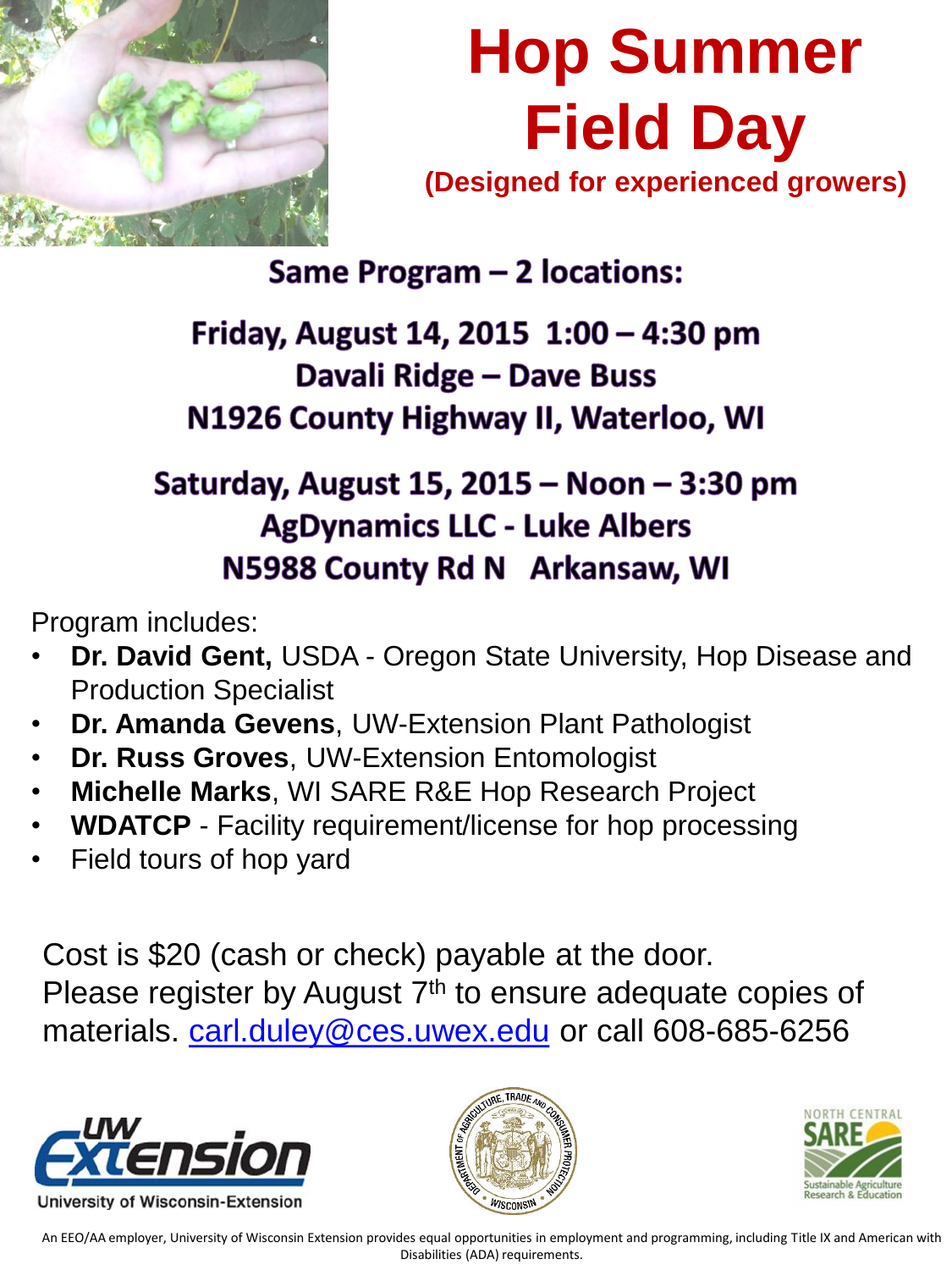# Hop Summer Field Day

**(Designed for experienced growers)**

**Same Program – 2 locations:**

**Friday, August 14, 2015 1:00 – 4:30 pm**
**Davali Ridge – Dave Buss**
**N1926 County Highway II, Waterloo, WI**

**Saturday, August 15, 2015 – Noon – 3:30 pm**
**AgDynamics LLC - Luke Albers**
**N5988 County Rd N Arkansaw, WI**

Program includes:

- **Dr. David Gent,** USDA - Oregon State University, Hop Disease and Production Specialist
- **Dr. Amanda Gevens**, UW-Extension Plant Pathologist
- **Dr. Russ Groves**, UW-Extension Entomologist
- **Michelle Marks**, WI SARE R&E Hop Research Project
- **WDATCP** - Facility requirement/license for hop processing
- Field tours of hop yard

Cost is $20 (cash or check) payable at the door.
Please register by August 7th to ensure adequate copies of materials. carl.duley@ces.uwex.edu or call 608-685-6256

UW Extension – University of Wisconsin-Extension

Department of Agriculture, Trade and Consumer Protection – Wisconsin

North Central SARE – Sustainable Agriculture Research & Education

An EEO/AA employer, University of Wisconsin Extension provides equal opportunities in employment and programming, including Title IX and American with Disabilities (ADA) requirements.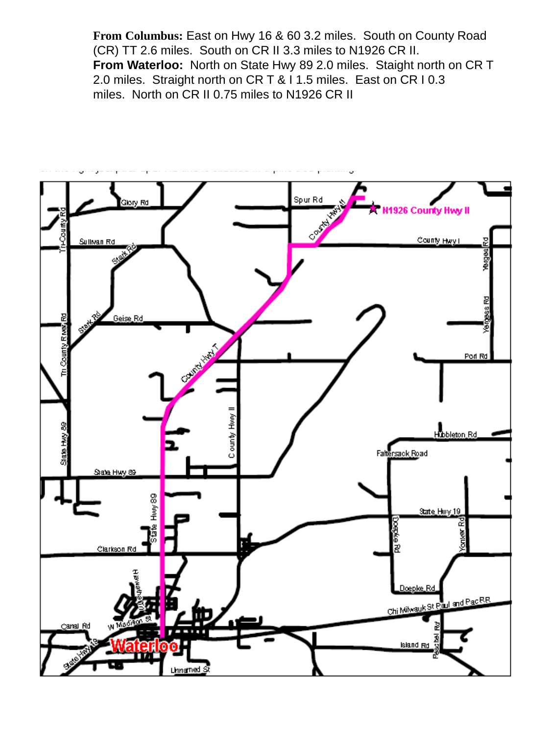**From Columbus:** East on Hwy 16 & 60 3.2 miles. South on County Road (CR) TT 2.6 miles. South on CR II 3.3 miles to N1926 CR II.
**From Waterloo:** North on State Hwy 89 2.0 miles. Staight north on CR T 2.0 miles. Straight north on CR T & I 1.5 miles. East on CR I 0.3 miles. North on CR II 0.75 miles to N1926 CR II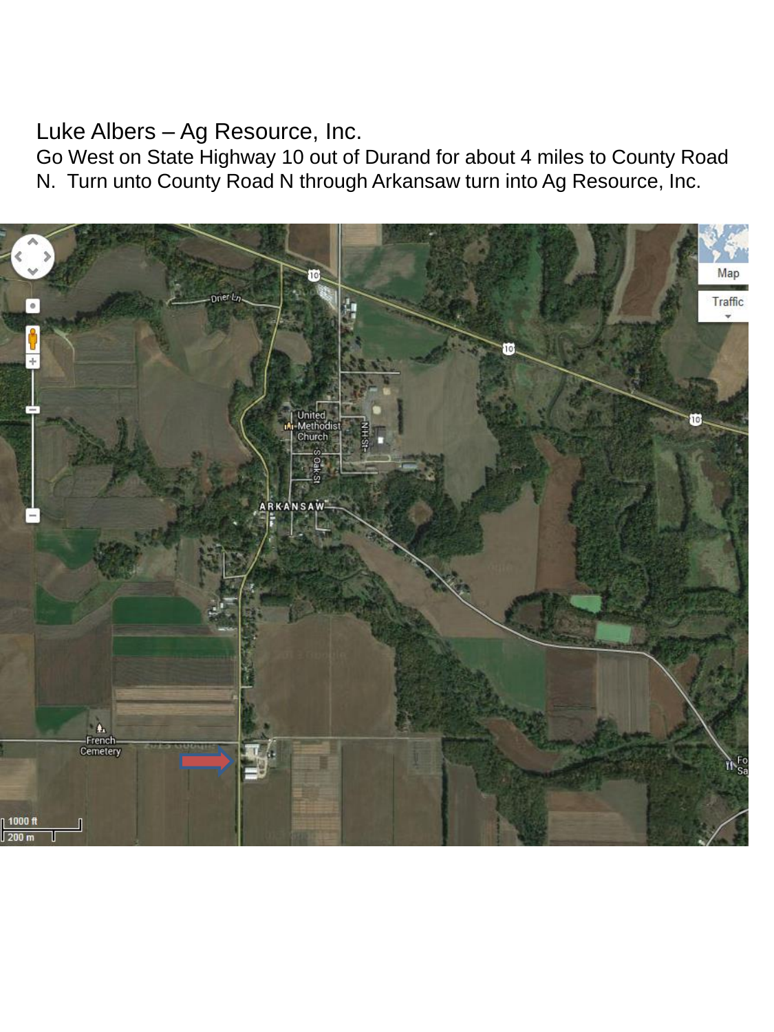Luke Albers – Ag Resource, Inc.

Go West on State Highway 10 out of Durand for about 4 miles to County Road N. Turn unto County Road N through Arkansaw turn into Ag Resource, Inc.